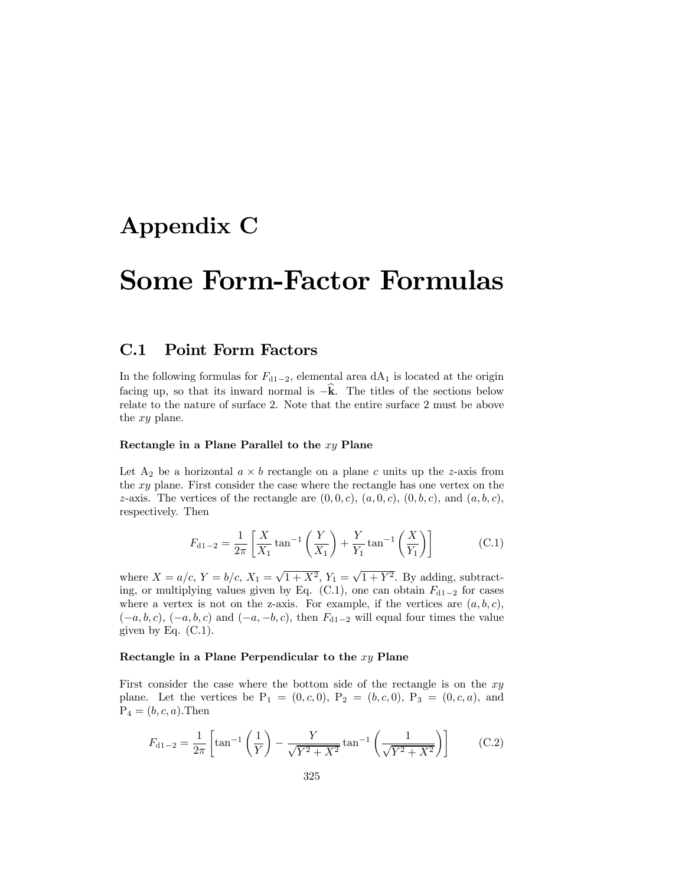# Appendix C

# Some Form-Factor Formulas

## C.1 Point Form Factors

In the following formulas for $F_{\mathrm{d}1-2}$, elemental area $\mathrm{dA}_1$ is located at the origin facing up, so that its inward normal is $-\widehat{\mathbf{k}}$. The titles of the sections below relate to the nature of surface 2. Note that the entire surface 2 must be above the $xy$ plane.

### Rectangle in a Plane Parallel to the $xy$ Plane

Let $\mathrm{A}_2$ be a horizontal $a \times b$ rectangle on a plane $c$ units up the $z$-axis from the $xy$ plane. First consider the case where the rectangle has one vertex on the $z$-axis. The vertices of the rectangle are $(0,0,c)$, $(a,0,c)$, $(0,b,c)$, and $(a,b,c)$, respectively. Then

$$F_{\mathrm{d}1-2} = \frac{1}{2\pi}\left[\frac{X}{X_1}\tan^{-1}\left(\frac{Y}{X_1}\right) + \frac{Y}{Y_1}\tan^{-1}\left(\frac{X}{Y_1}\right)\right] \tag{C.1}$$

where $X = a/c$, $Y = b/c$, $X_1 = \sqrt{1+X^2}$, $Y_1 = \sqrt{1+Y^2}$. By adding, subtracting, or multiplying values given by Eq. (C.1), one can obtain $F_{\mathrm{d}1-2}$ for cases where a vertex is not on the z-axis. For example, if the vertices are $(a,b,c)$, $(-a,b,c)$, $(-a,b,c)$ and $(-a,-b,c)$, then $F_{\mathrm{d}1-2}$ will equal four times the value given by Eq. (C.1).

### Rectangle in a Plane Perpendicular to the $xy$ Plane

First consider the case where the bottom side of the rectangle is on the $xy$ plane. Let the vertices be $\mathrm{P}_1 = (0,c,0)$, $\mathrm{P}_2 = (b,c,0)$, $\mathrm{P}_3 = (0,c,a)$, and $\mathrm{P}_4 = (b,c,a)$. Then

$$F_{\mathrm{d}1-2} = \frac{1}{2\pi}\left[\tan^{-1}\left(\frac{1}{Y}\right) - \frac{Y}{\sqrt{Y^2+X^2}}\tan^{-1}\left(\frac{1}{\sqrt{Y^2+X^2}}\right)\right] \tag{C.2}$$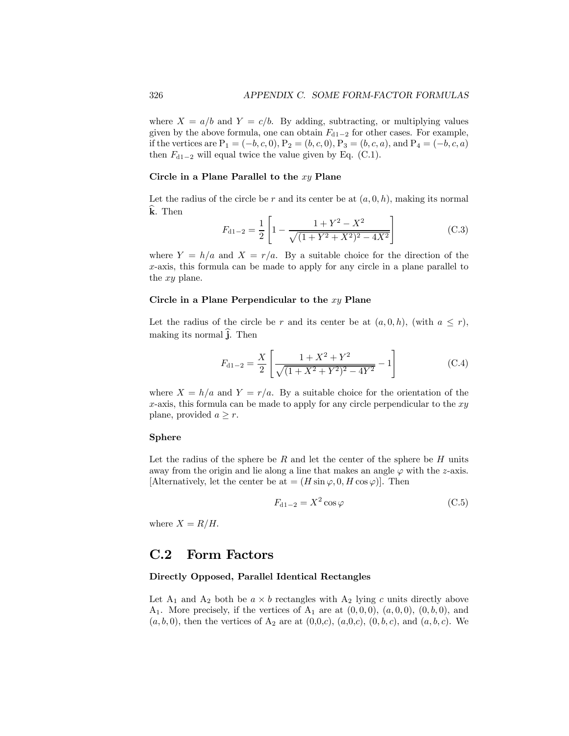where $X = a/b$ and $Y = c/b$. By adding, subtracting, or multiplying values given by the above formula, one can obtain $F_{\mathrm{d1-2}}$ for other cases. For example, if the vertices are $\mathrm{P}_1 = (-b, c, 0)$, $\mathrm{P}_2 = (b, c, 0)$, $\mathrm{P}_3 = (b, c, a)$, and $\mathrm{P}_4 = (-b, c, a)$ then $F_{\mathrm{d1-2}}$ will equal twice the value given by Eq. (C.1).

**Circle in a Plane Parallel to the $xy$ Plane**

Let the radius of the circle be $r$ and its center be at $(a, 0, h)$, making its normal $\widehat{\mathbf{k}}$. Then

$$F_{\mathrm{d1-2}} = \frac{1}{2}\left[1 - \frac{1 + Y^2 - X^2}{\sqrt{(1 + Y^2 + X^2)^2 - 4X^2}}\right] \tag{C.3}$$

where $Y = h/a$ and $X = r/a$. By a suitable choice for the direction of the $x$-axis, this formula can be made to apply for any circle in a plane parallel to the $xy$ plane.

**Circle in a Plane Perpendicular to the $xy$ Plane**

Let the radius of the circle be $r$ and its center be at $(a, 0, h)$, (with $a \leq r$), making its normal $\widehat{\mathbf{j}}$. Then

$$F_{\mathrm{d1-2}} = \frac{X}{2}\left[\frac{1 + X^2 + Y^2}{\sqrt{(1 + X^2 + Y^2)^2 - 4Y^2}} - 1\right] \tag{C.4}$$

where $X = h/a$ and $Y = r/a$. By a suitable choice for the orientation of the $x$-axis, this formula can be made to apply for any circle perpendicular to the $xy$ plane, provided $a \geq r$.

**Sphere**

Let the radius of the sphere be $R$ and let the center of the sphere be $H$ units away from the origin and lie along a line that makes an angle $\varphi$ with the $z$-axis. [Alternatively, let the center be at $= (H \sin\varphi, 0, H \cos\varphi)$]. Then

$$F_{\mathrm{d1-2}} = X^2 \cos\varphi \tag{C.5}$$

where $X = R/H$.

## C.2 Form Factors

**Directly Opposed, Parallel Identical Rectangles**

Let $\mathrm{A}_1$ and $\mathrm{A}_2$ both be $a \times b$ rectangles with $\mathrm{A}_2$ lying $c$ units directly above $\mathrm{A}_1$. More precisely, if the vertices of $\mathrm{A}_1$ are at $(0, 0, 0)$, $(a, 0, 0)$, $(0, b, 0)$, and $(a, b, 0)$, then the vertices of $\mathrm{A}_2$ are at $(0,0,c)$, $(a,0,c)$, $(0, b, c)$, and $(a, b, c)$. We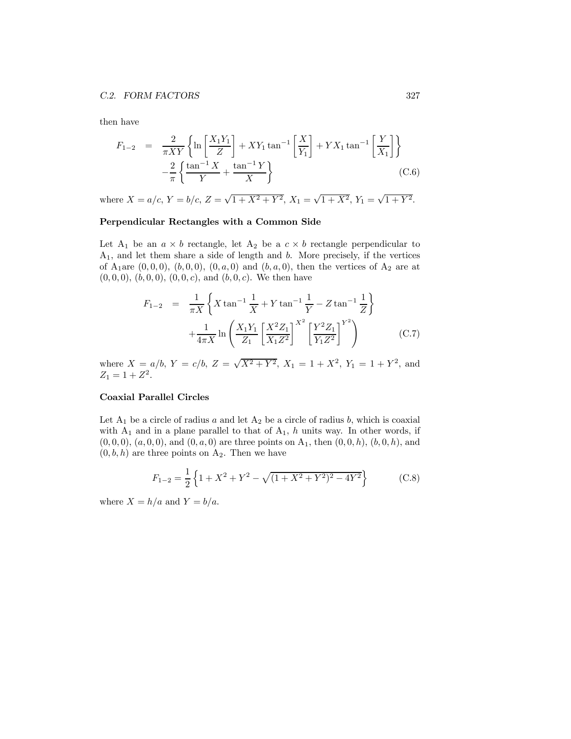then have

$$
\begin{aligned}
F_{1-2} &= \frac{2}{\pi XY}\left\{\ln\left[\frac{X_1Y_1}{Z}\right] + XY_1\tan^{-1}\left[\frac{X}{Y_1}\right] + YX_1\tan^{-1}\left[\frac{Y}{X_1}\right]\right\} \\
&\quad -\frac{2}{\pi}\left\{\frac{\tan^{-1}X}{Y} + \frac{\tan^{-1}Y}{X}\right\} \qquad \text{(C.6)}
\end{aligned}
$$

where $X = a/c$, $Y = b/c$, $Z = \sqrt{1 + X^2 + Y^2}$, $X_1 = \sqrt{1 + X^2}$, $Y_1 = \sqrt{1 + Y^2}$.

### Perpendicular Rectangles with a Common Side

Let $A_1$ be an $a \times b$ rectangle, let $A_2$ be a $c \times b$ rectangle perpendicular to $A_1$, and let them share a side of length and $b$. More precisely, if the vertices of $A_1$are $(0, 0, 0)$, $(b, 0, 0)$, $(0, a, 0)$ and $(b, a, 0)$, then the vertices of $A_2$ are at $(0, 0, 0)$, $(b, 0, 0)$, $(0, 0, c)$, and $(b, 0, c)$. We then have

$$
\begin{aligned}
F_{1-2} &= \frac{1}{\pi X}\left\{X\tan^{-1}\frac{1}{X} + Y\tan^{-1}\frac{1}{Y} - Z\tan^{-1}\frac{1}{Z}\right\} \\
&\quad +\frac{1}{4\pi X}\ln\left(\frac{X_1Y_1}{Z_1}\left[\frac{X^2Z_1}{X_1Z^2}\right]^{X^2}\left[\frac{Y^2Z_1}{Y_1Z^2}\right]^{Y^2}\right) \qquad \text{(C.7)}
\end{aligned}
$$

where $X = a/b$, $Y = c/b$, $Z = \sqrt{X^2 + Y^2}$, $X_1 = 1 + X^2$, $Y_1 = 1 + Y^2$, and $Z_1 = 1 + Z^2$.

### Coaxial Parallel Circles

Let $A_1$ be a circle of radius $a$ and let $A_2$ be a circle of radius $b$, which is coaxial with $A_1$ and in a plane parallel to that of $A_1$, $h$ units way. In other words, if $(0, 0, 0)$, $(a, 0, 0)$, and $(0, a, 0)$ are three points on $A_1$, then $(0, 0, h)$, $(b, 0, h)$, and $(0, b, h)$ are three points on $A_2$. Then we have

$$
F_{1-2} = \frac{1}{2}\left\{1 + X^2 + Y^2 - \sqrt{(1 + X^2 + Y^2)^2 - 4Y^2}\right\} \qquad \text{(C.8)}
$$

where $X = h/a$ and $Y = b/a$.